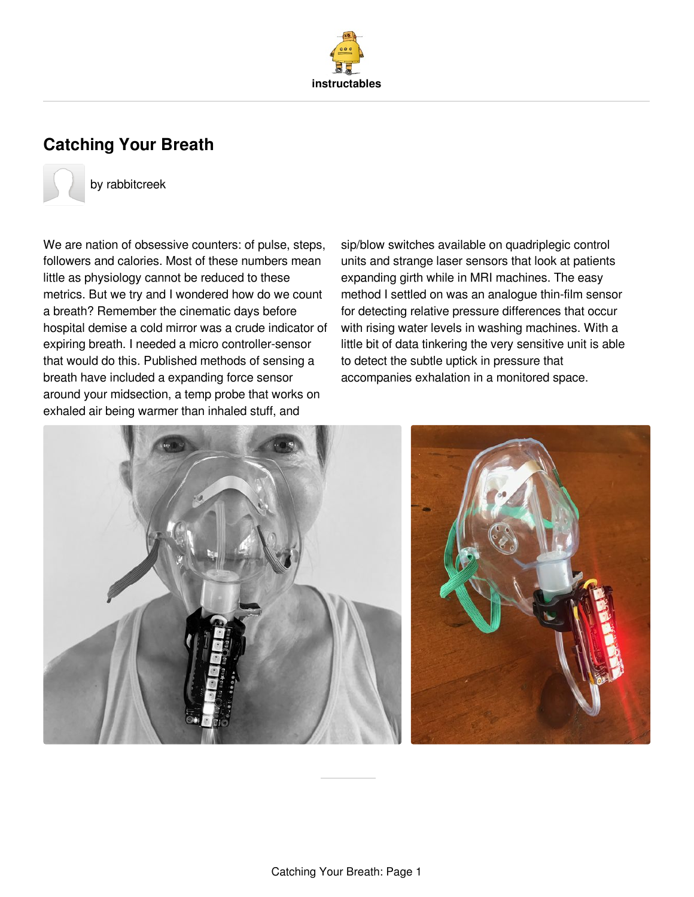# Catching Your Breath

by rabbitcreek

We are nation of obsessive counters: of pulse, steps, followers and calories. Most of these numbers mean little as physiology cannot be reduced to these metrics. But we try and I wondered how do we count a breath? Remember the cinematic days before hospital demise a cold mirror was a crude indicator of expiring breath. I needed a micro controller-sensor that would do this. Published methods of sensing a breath have included a expanding force sensor around your midsection, a temp probe that works on exhaled air being warmer than inhaled stuff, and sip/blow switches available on quadriplegic control units and strange laser sensors that look at patients expanding girth while in MRI machines. The easy method I settled on was an analogue thin-film sensor for detecting relative pressure differences that occur with rising water levels in washing machines. With a little bit of data tinkering the very sensitive unit is able to detect the subtle uptick in pressure that accompanies exhalation in a monitored space.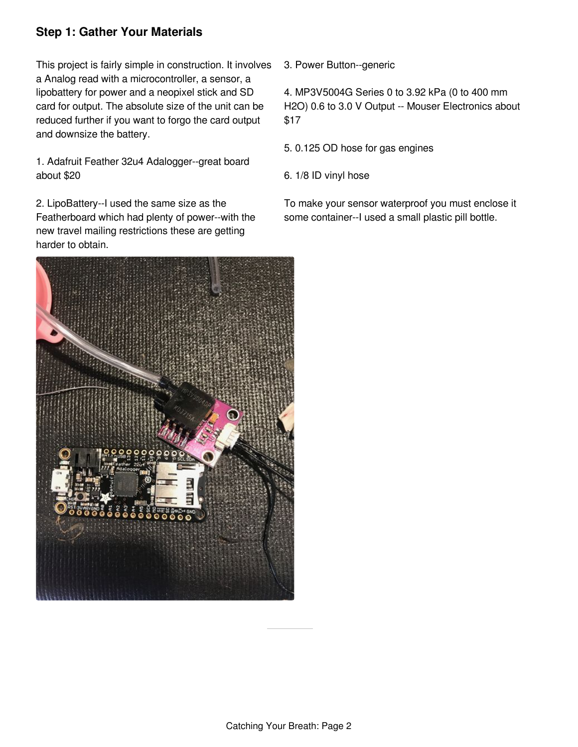## Step 1: Gather Your Materials

This project is fairly simple in construction. It involves a Analog read with a microcontroller, a sensor, a lipobattery for power and a neopixel stick and SD card for output. The absolute size of the unit can be reduced further if you want to forgo the card output and downsize the battery.

1. Adafruit Feather 32u4 Adalogger--great board about $20

2. LipoBattery--I used the same size as the Featherboard which had plenty of power--with the new travel mailing restrictions these are getting harder to obtain.

3. Power Button--generic

4. MP3V5004G Series 0 to 3.92 kPa (0 to 400 mm H2O) 0.6 to 3.0 V Output -- Mouser Electronics about $17

5. 0.125 OD hose for gas engines

6. 1/8 ID vinyl hose

To make your sensor waterproof you must enclose it some container--I used a small plastic pill bottle.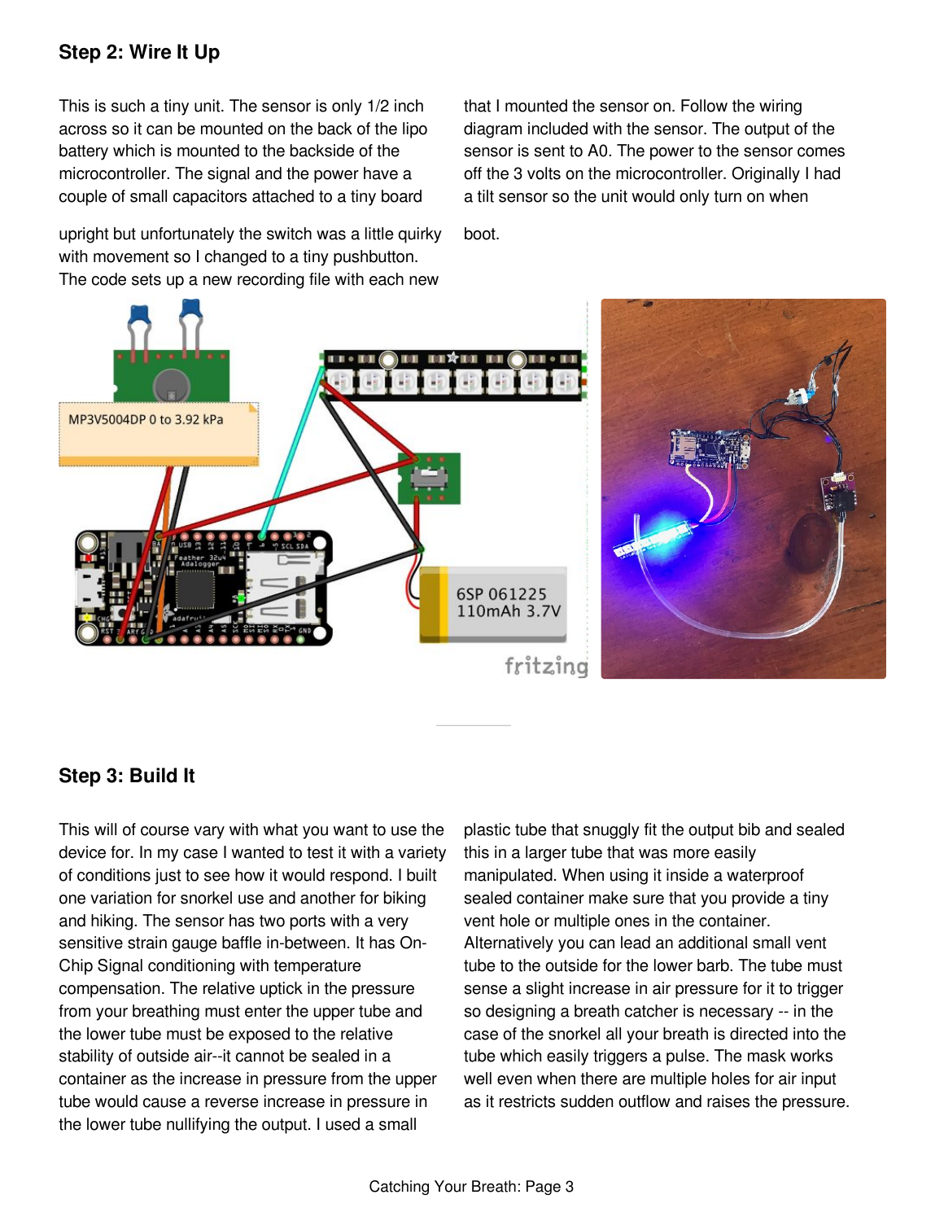## Step 2: Wire It Up

This is such a tiny unit. The sensor is only 1/2 inch across so it can be mounted on the back of the lipo battery which is mounted to the backside of the microcontroller. The signal and the power have a couple of small capacitors attached to a tiny board that I mounted the sensor on. Follow the wiring diagram included with the sensor. The output of the sensor is sent to A0. The power to the sensor comes off the 3 volts on the microcontroller. Originally I had a tilt sensor so the unit would only turn on when upright but unfortunately the switch was a little quirky with movement so I changed to a tiny pushbutton. The code sets up a new recording file with each new boot.

MP3V5004DP 0 to 3.92 kPa

6SP 061225
110mAh 3.7V

fritzing

## Step 3: Build It

This will of course vary with what you want to use the device for. In my case I wanted to test it with a variety of conditions just to see how it would respond. I built one variation for snorkel use and another for biking and hiking. The sensor has two ports with a very sensitive strain gauge baffle in-between. It has On-Chip Signal conditioning with temperature compensation. The relative uptick in the pressure from your breathing must enter the upper tube and the lower tube must be exposed to the relative stability of outside air--it cannot be sealed in a container as the increase in pressure from the upper tube would cause a reverse increase in pressure in the lower tube nullifying the output. I used a small plastic tube that snuggly fit the output bib and sealed this in a larger tube that was more easily manipulated. When using it inside a waterproof sealed container make sure that you provide a tiny vent hole or multiple ones in the container. Alternatively you can lead an additional small vent tube to the outside for the lower barb. The tube must sense a slight increase in air pressure for it to trigger so designing a breath catcher is necessary -- in the case of the snorkel all your breath is directed into the tube which easily triggers a pulse. The mask works well even when there are multiple holes for air input as it restricts sudden outflow and raises the pressure.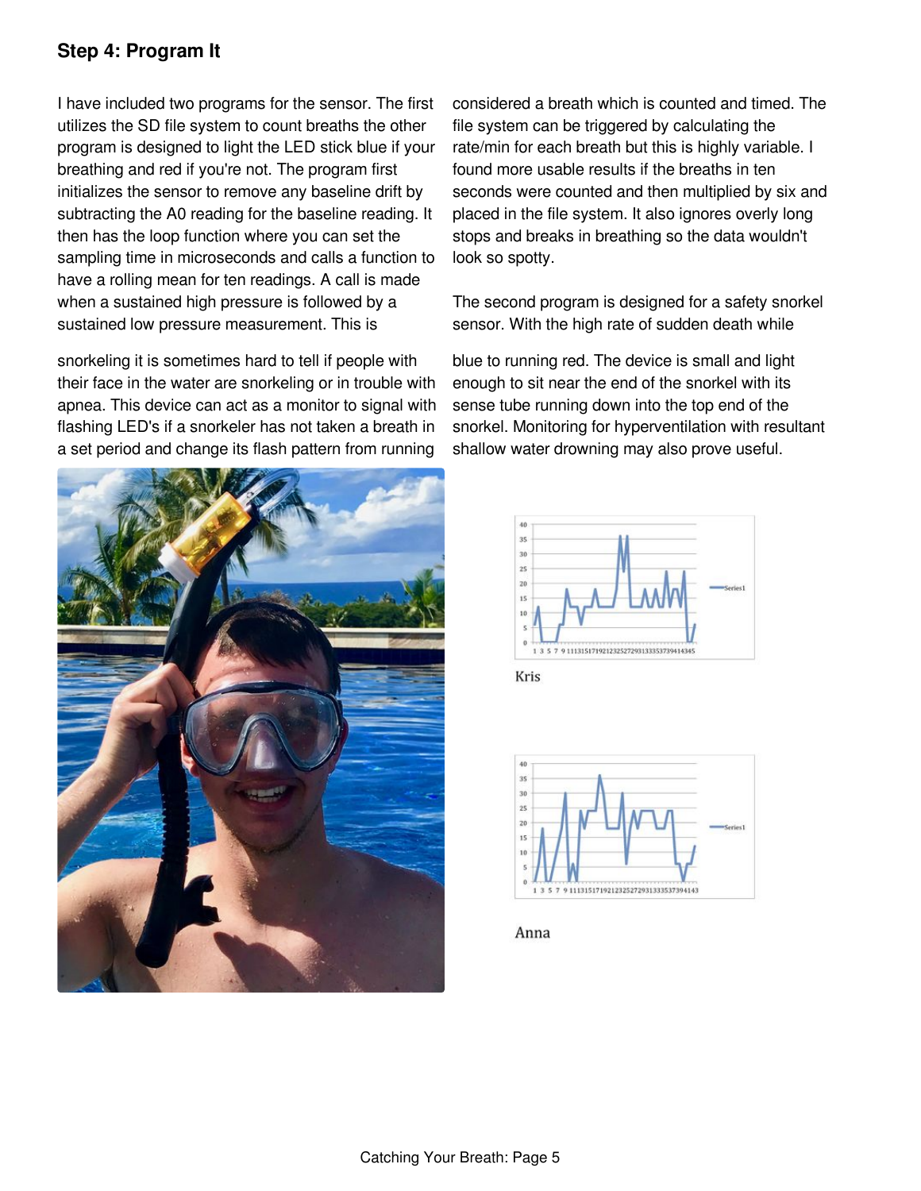## Step 4: Program It

I have included two programs for the sensor. The first utilizes the SD file system to count breaths the other program is designed to light the LED stick blue if your breathing and red if you're not. The program first initializes the sensor to remove any baseline drift by subtracting the A0 reading for the baseline reading. It then has the loop function where you can set the sampling time in microseconds and calls a function to have a rolling mean for ten readings. A call is made when a sustained high pressure is followed by a sustained low pressure measurement. This is considered a breath which is counted and timed. The file system can be triggered by calculating the rate/min for each breath but this is highly variable. I found more usable results if the breaths in ten seconds were counted and then multiplied by six and placed in the file system. It also ignores overly long stops and breaks in breathing so the data wouldn't look so spotty.

The second program is designed for a safety snorkel sensor. With the high rate of sudden death while snorkeling it is sometimes hard to tell if people with their face in the water are snorkeling or in trouble with apnea. This device can act as a monitor to signal with flashing LED's if a snorkeler has not taken a breath in a set period and change its flash pattern from running blue to running red. The device is small and light enough to sit near the end of the snorkel with its sense tube running down into the top end of the snorkel. Monitoring for hyperventilation with resultant shallow water drowning may also prove useful.

0 5 10 15 20 25 30 35 40

1 3 5 7 9 11131517192123252729313335373941434​5

Series1

Kris

0 5 10 15 20 25 30 35 40

1 3 5 7 9 111315171921232527293133353739414​3

Series1

Anna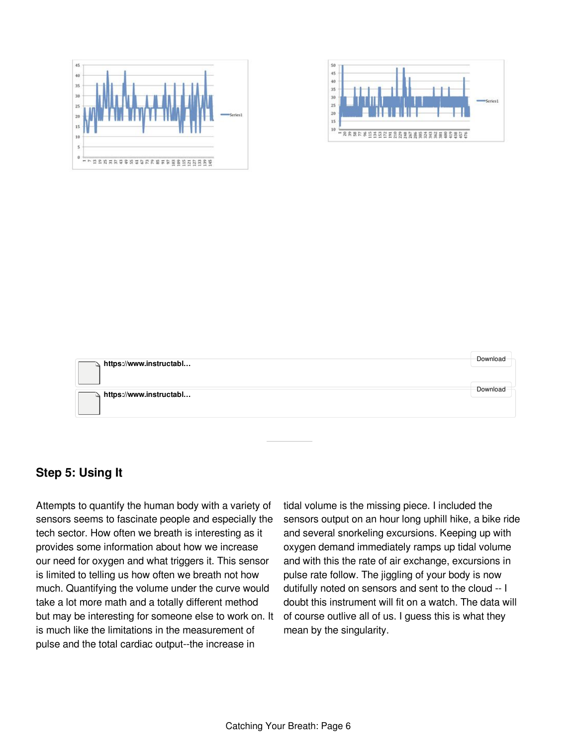45
40
35
30
25
20
15
10
5
0

1 7 13 19 25 31 37 43 49 55 61 67 73 79 85 91 97 103 109 115 121 127 133 139 145

Series1

50
45
40
35
30
25
20
15
10

1 20 39 58 77 96 115 134 153 172 191 210 229 248 267 286 305 324 343 362 381 400 419 438 457 476

Series1

https://www.instructabl... Download

https://www.instructabl... Download

## Step 5: Using It

Attempts to quantify the human body with a variety of sensors seems to fascinate people and especially the tech sector. How often we breath is interesting as it provides some information about how we increase our need for oxygen and what triggers it. This sensor is limited to telling us how often we breath not how much. Quantifying the volume under the curve would take a lot more math and a totally different method but may be interesting for someone else to work on. It is much like the limitations in the measurement of pulse and the total cardiac output--the increase in tidal volume is the missing piece. I included the sensors output on an hour long uphill hike, a bike ride and several snorkeling excursions. Keeping up with oxygen demand immediately ramps up tidal volume and with this the rate of air exchange, excursions in pulse rate follow. The jiggling of your body is now dutifully noted on sensors and sent to the cloud -- I doubt this instrument will fit on a watch. The data will of course outlive all of us. I guess this is what they mean by the singularity.